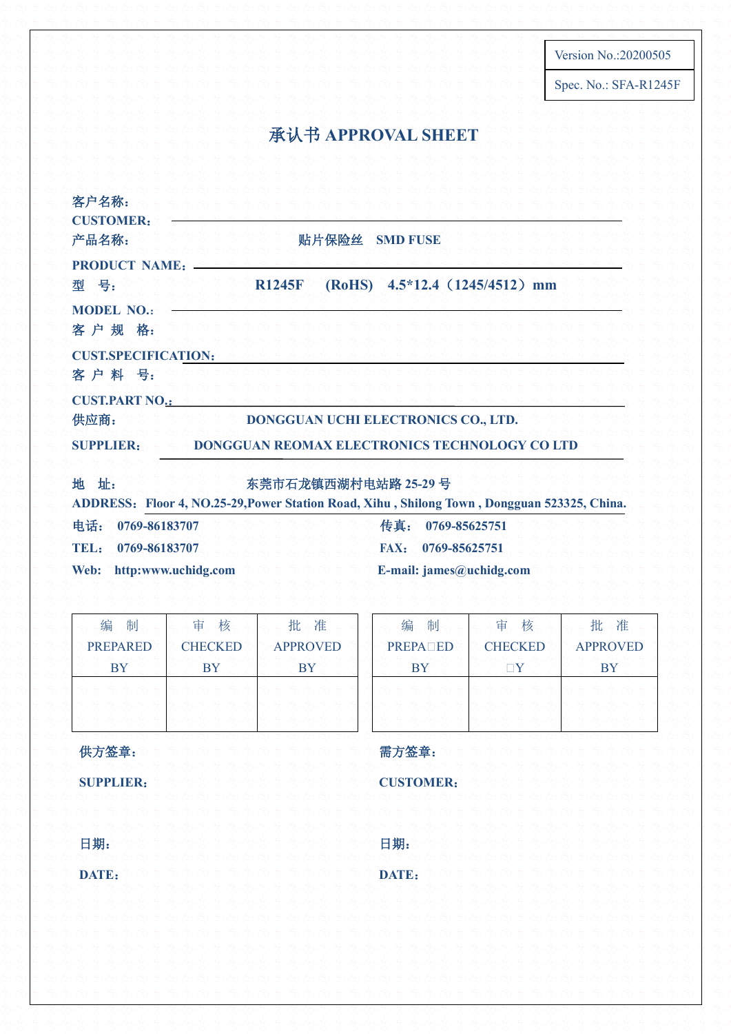| Version No.:20200505 |
| --- |
| Spec. No.: SFA-R1245F |

# 承认书 APPROVAL SHEET

**客户名称：**
**CUSTOMER：**

**产品名称：** 贴片保险丝 SMD FUSE
**PRODUCT NAME：**

**型 号：** R1245F (RoHS) 4.5*12.4（1245/4512）mm
**MODEL NO.：**

**客 户 规 格：**
**CUST.SPECIFICATION：**

**客 户 料 号：**
**CUST.PART NO.：**

**供应商：** DONGGUAN UCHI ELECTRONICS CO., LTD.
**SUPPLIER：** DONGGUAN REOMAX ELECTRONICS TECHNOLOGY CO LTD

**地 址：** 东莞市石龙镇西湖村电站路 25-29 号
**ADDRESS：** Floor 4, NO.25-29,Power Station Road, Xihu , Shilong Town , Dongguan 523325, China.

**电话：** 0769-86183707 **传真：** 0769-85625751
**TEL：** 0769-86183707 **FAX：** 0769-85625751
**Web：** http:www.uchidg.com **E-mail:** james@uchidg.com

| 编 制 PREPARED BY | 审 核 CHECKED BY | 批 准 APPROVED BY |
| --- | --- | --- |
| | | |

| 编 制 PREPA□ED BY | 审 核 CHECKED □Y | 批 准 APPROVED BY |
| --- | --- | --- |
| | | |

**供方签章：**
**SUPPLIER：**

**日期：**
**DATE：**

**需方签章：**
**CUSTOMER：**

**日期：**
**DATE：**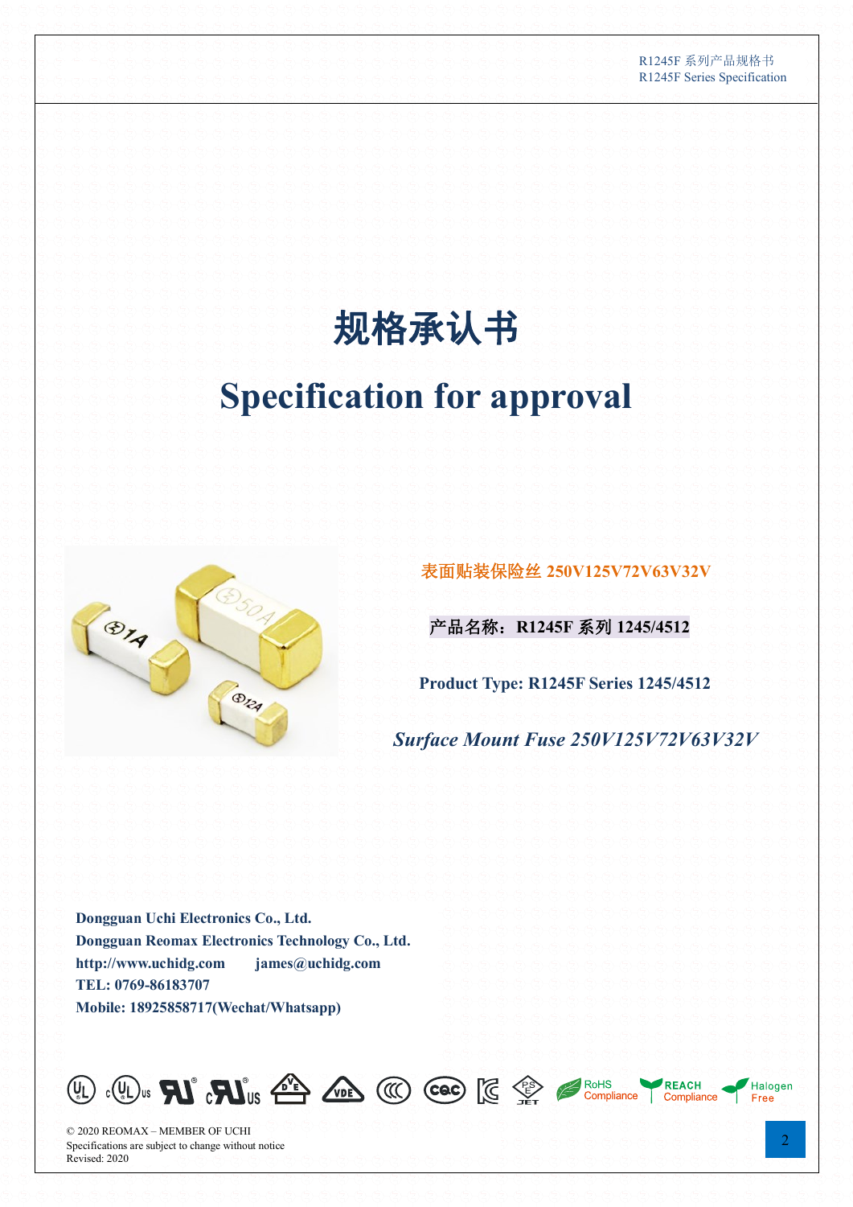# 规格承认书

# Specification for approval

表面贴装保险丝 250V125V72V63V32V

产品名称：R1245F 系列 1245/4512

**Product Type: R1245F Series 1245/4512**

***Surface Mount Fuse 250V125V72V63V32V***

**Dongguan Uchi Electronics Co., Ltd.**
**Dongguan Reomax Electronics Technology Co., Ltd.**
**http://www.uchidg.com james@uchidg.com**
**TEL: 0769-86183707**
**Mobile: 18925858717(Wechat/Whatsapp)**

RoHS Compliance REACH Compliance Halogen Free

© 2020 REOMAX – MEMBER OF UCHI
Specifications are subject to change without notice
Revised: 2020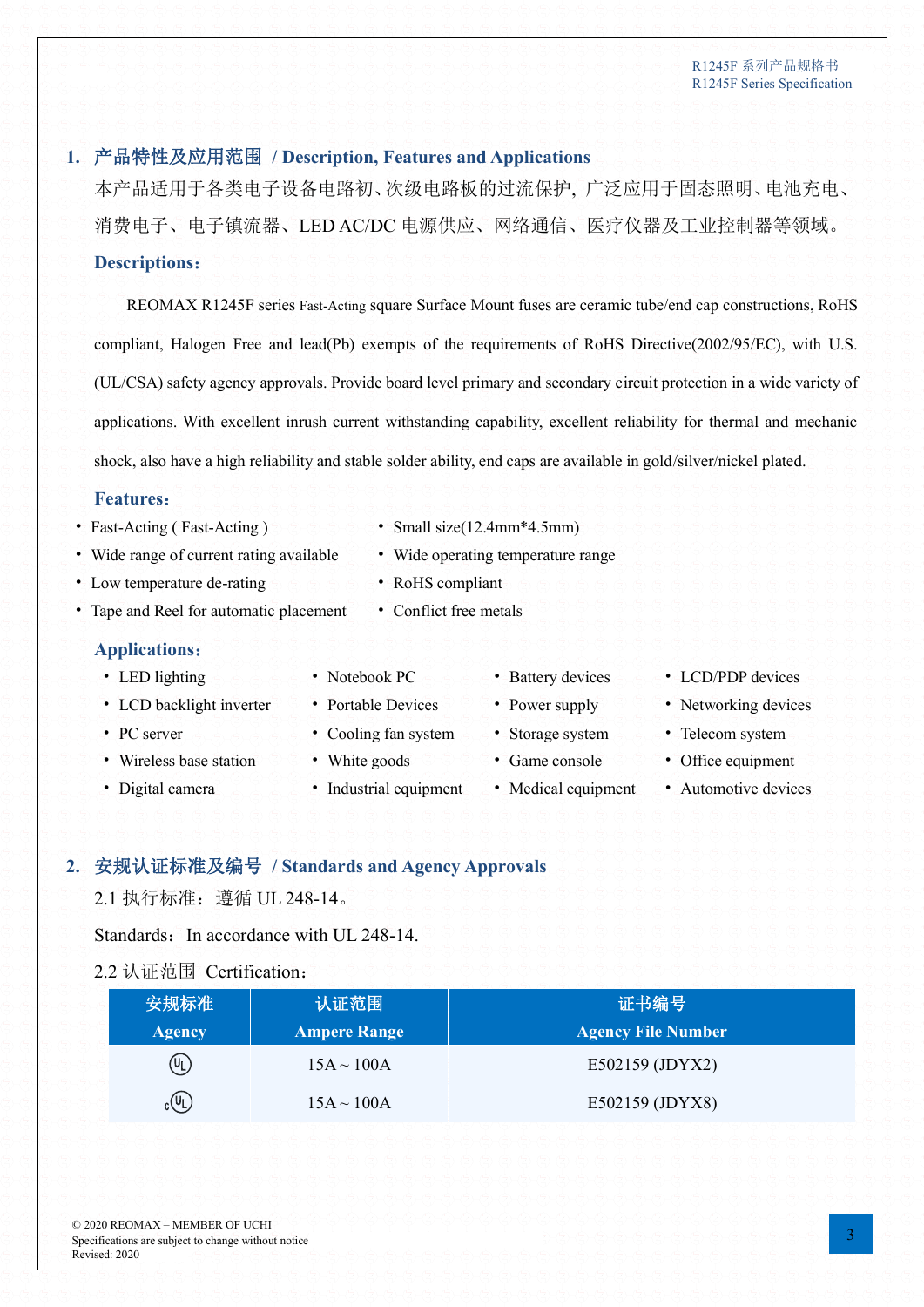## 1. 产品特性及应用范围 / Description, Features and Applications

本产品适用于各类电子设备电路初、次级电路板的过流保护，广泛应用于固态照明、电池充电、消费电子、电子镇流器、LED AC/DC 电源供应、网络通信、医疗仪器及工业控制器等领域。

### Descriptions:

REOMAX R1245F series Fast-Acting square Surface Mount fuses are ceramic tube/end cap constructions, RoHS compliant, Halogen Free and lead(Pb) exempts of the requirements of RoHS Directive(2002/95/EC), with U.S. (UL/CSA) safety agency approvals. Provide board level primary and secondary circuit protection in a wide variety of applications. With excellent inrush current withstanding capability, excellent reliability for thermal and mechanic shock, also have a high reliability and stable solder ability, end caps are available in gold/silver/nickel plated.

### Features:

- Fast-Acting ( Fast-Acting )
- Wide range of current rating available
- Low temperature de-rating
- Tape and Reel for automatic placement
- Small size(12.4mm*4.5mm)
- Wide operating temperature range
- RoHS compliant
- Conflict free metals

### Applications:

- LED lighting
- LCD backlight inverter
- PC server
- Wireless base station
- Digital camera
- Notebook PC
- Portable Devices
- Cooling fan system
- White goods
- Industrial equipment
- Battery devices
- Power supply
- Storage system
- Game console
- Medical equipment
- LCD/PDP devices
- Networking devices
- Telecom system
- Office equipment
- Automotive devices

## 2. 安规认证标准及编号 / Standards and Agency Approvals

2.1 执行标准：遵循 UL 248-14。

Standards：In accordance with UL 248-14.

2.2 认证范围 Certification：

| 安规标准 Agency | 认证范围 Ampere Range | 证书编号 Agency File Number |
|---|---|---|
| UL | 15A ~ 100A | E502159 (JDYX2) |
| cUL | 15A ~ 100A | E502159 (JDYX8) |

© 2020 REOMAX – MEMBER OF UCHI
Specifications are subject to change without notice
Revised: 2020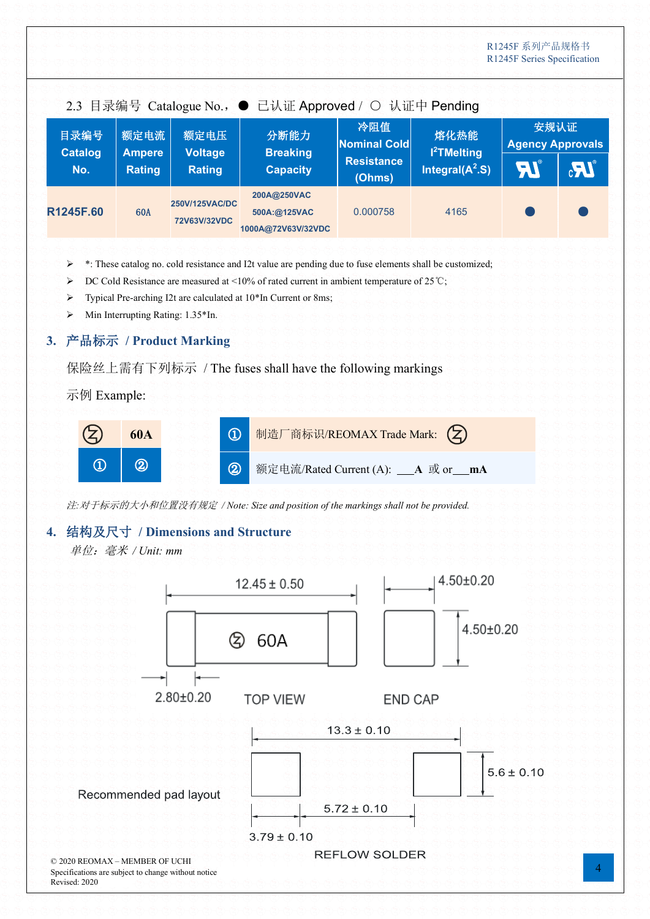2.3 目录编号 Catalogue No.，● 已认证 Approved / ○ 认证中 Pending

| 目录编号 Catalog No. | 额定电流 Ampere Rating | 额定电压 Voltage Rating | 分断能力 Breaking Capacity | 冷阻值 Nominal Cold Resistance (Ohms) | 熔化热能 $I^2T$Melting Integral($A^2$.S) | 安规认证 Agency Approvals | |
|---|---|---|---|---|---|---|---|
| | | | | | | UR | cUR |
| R1245F.60 | 60A | 250V/125VAC/DC 72V63V/32VDC | 200A@250VAC 500A:@125VAC 1000A@72V63V/32VDC | 0.000758 | 4165 | ● | ● |

- *: These catalog no. cold resistance and I2t value are pending due to fuse elements shall be customized;
- DC Cold Resistance are measured at <10% of rated current in ambient temperature of 25℃;
- Typical Pre-arching I2t are calculated at 10*In Current or 8ms;
- Min Interrupting Rating: 1.35*In.

## 3. 产品标示 / Product Marking

保险丝上需有下列标示 / The fuses shall have the following markings

示例 Example:

| Ⓩ | 60A |
|---|---|
| ① | ② |

| | |
|---|---|
| ① | 制造厂商标识/REOMAX Trade Mark: Ⓩ |
| ② | 额定电流/Rated Current (A): ___A 或 or___mA |

*注:对于标示的大小和位置没有规定 / Note: Size and position of the markings shall not be provided.*

## 4. 结构及尺寸 / Dimensions and Structure

*单位：毫米 / Unit: mm*

TOP VIEW: 12.45 ± 0.50; 2.80±0.20; Ⓩ 60A

END CAP: 4.50±0.20; 4.50±0.20

Recommended pad layout: 13.3 ± 0.10; 5.6 ± 0.10; 5.72 ± 0.10; 3.79 ± 0.10

REFLOW SOLDER

© 2020 REOMAX – MEMBER OF UCHI
Specifications are subject to change without notice
Revised: 2020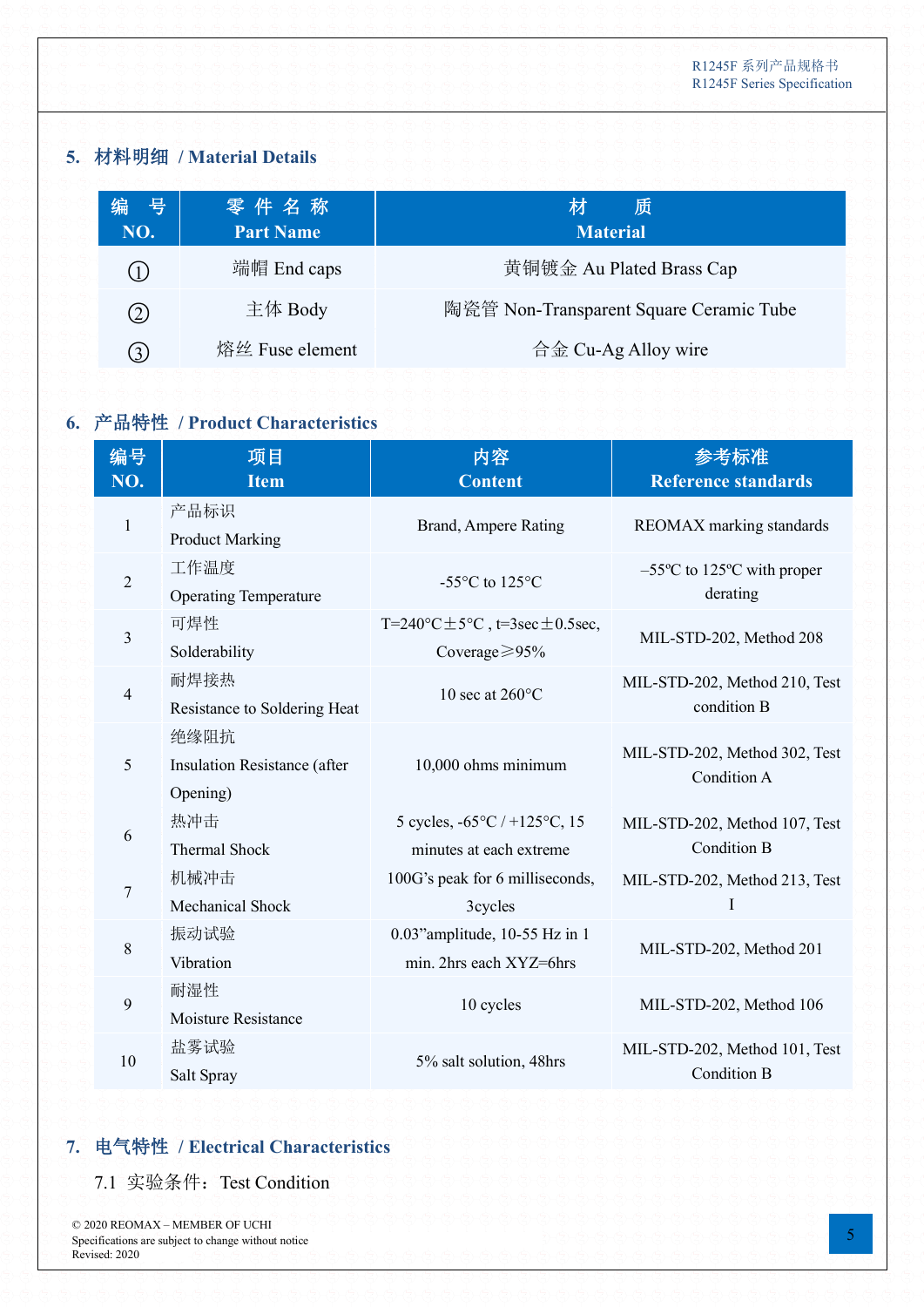## 5. 材料明细 / Material Details

| 编 号<br>NO. | 零 件 名 称<br>Part Name | 材 质<br>Material |
|---|---|---|
| ① | 端帽 End caps | 黄铜镀金 Au Plated Brass Cap |
| ② | 主体 Body | 陶瓷管 Non-Transparent Square Ceramic Tube |
| ③ | 熔丝 Fuse element | 合金 Cu-Ag Alloy wire |

## 6. 产品特性 / Product Characteristics

| 编号<br>NO. | 项目<br>Item | 内容<br>Content | 参考标准<br>Reference standards |
|---|---|---|---|
| 1 | 产品标识<br>Product Marking | Brand, Ampere Rating | REOMAX marking standards |
| 2 | 工作温度<br>Operating Temperature | -55°C to 125°C | –55ºC to 125ºC with proper derating |
| 3 | 可焊性<br>Solderability | T=240°C±5°C , t=3sec±0.5sec, Coverage≥95% | MIL-STD-202, Method 208 |
| 4 | 耐焊接热<br>Resistance to Soldering Heat | 10 sec at 260°C | MIL-STD-202, Method 210, Test condition B |
| 5 | 绝缘阻抗<br>Insulation Resistance (after Opening) | 10,000 ohms minimum | MIL-STD-202, Method 302, Test Condition A |
| 6 | 热冲击<br>Thermal Shock | 5 cycles, -65°C / +125°C, 15 minutes at each extreme | MIL-STD-202, Method 107, Test Condition B |
| 7 | 机械冲击<br>Mechanical Shock | 100G's peak for 6 milliseconds, 3cycles | MIL-STD-202, Method 213, Test I |
| 8 | 振动试验<br>Vibration | 0.03"amplitude, 10-55 Hz in 1 min. 2hrs each XYZ=6hrs | MIL-STD-202, Method 201 |
| 9 | 耐湿性<br>Moisture Resistance | 10 cycles | MIL-STD-202, Method 106 |
| 10 | 盐雾试验<br>Salt Spray | 5% salt solution, 48hrs | MIL-STD-202, Method 101, Test Condition B |

## 7. 电气特性 / Electrical Characteristics

### 7.1 实验条件：Test Condition

© 2020 REOMAX – MEMBER OF UCHI
Specifications are subject to change without notice
Revised: 2020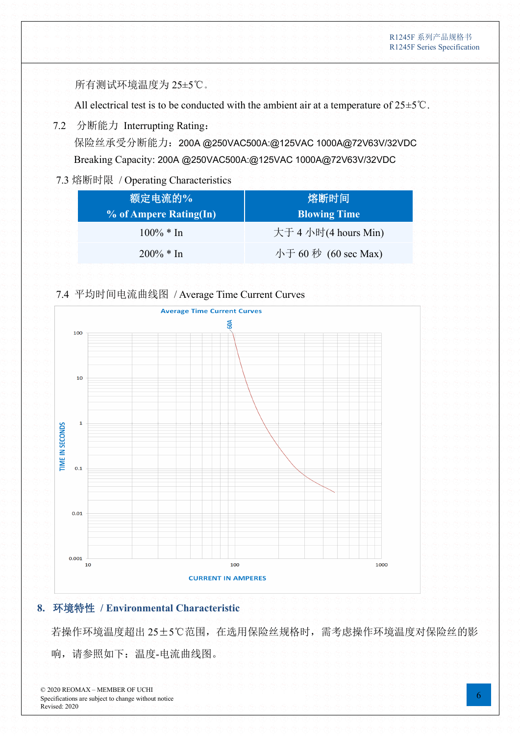所有测试环境温度为 25±5℃。

All electrical test is to be conducted with the ambient air at a temperature of 25±5℃.

7.2 分断能力 Interrupting Rating：

保险丝承受分断能力：200A @250VAC500A:@125VAC 1000A@72V63V/32VDC

Breaking Capacity: 200A @250VAC500A:@125VAC 1000A@72V63V/32VDC

7.3 熔断时限 / Operating Characteristics

| 额定电流的%<br>% of Ampere Rating(In) | 熔断时间<br>Blowing Time |
|---|---|
| 100% * In | 大于 4 小时(4 hours Min) |
| 200% * In | 小于 60 秒 (60 sec Max) |

7.4 平均时间电流曲线图 / Average Time Current Curves

## 8. 环境特性 / Environmental Characteristic

若操作环境温度超出 25±5℃范围，在选用保险丝规格时，需考虑操作环境温度对保险丝的影响，请参照如下：温度-电流曲线图。

© 2020 REOMAX – MEMBER OF UCHI
Specifications are subject to change without notice
Revised: 2020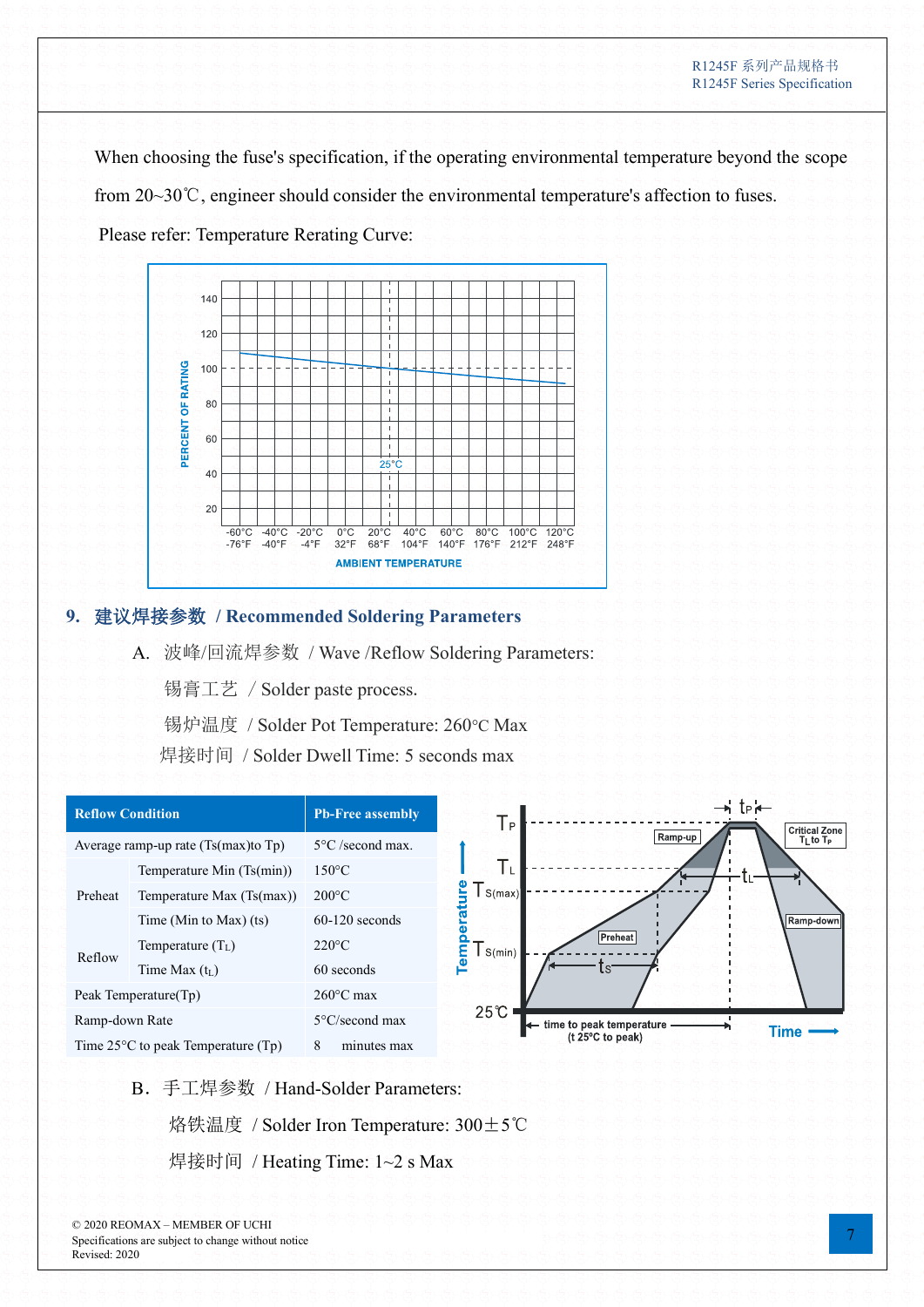When choosing the fuse's specification, if the operating environmental temperature beyond the scope from 20~30℃, engineer should consider the environmental temperature's affection to fuses.

Please refer: Temperature Rerating Curve:

## 9. 建议焊接参数 / Recommended Soldering Parameters

A. 波峰/回流焊参数 / Wave /Reflow Soldering Parameters:

锡膏工艺 / Solder paste process.

锡炉温度 / Solder Pot Temperature: 260°C Max

焊接时间 / Solder Dwell Time: 5 seconds max

| Reflow Condition | | Pb-Free assembly |
|---|---|---|
| Average ramp-up rate (Ts(max)to Tp) | | 5°C /second max. |
| Preheat | Temperature Min (Ts(min)) | 150°C |
| | Temperature Max (Ts(max)) | 200°C |
| | Time (Min to Max) (ts) | 60-120 seconds |
| Reflow | Temperature ($T_L$) | 220°C |
| | Time Max ($t_L$) | 60 seconds |
| Peak Temperature(Tp) | | 260°C max |
| Ramp-down Rate | | 5°C/second max |
| Time 25°C to peak Temperature (Tp) | | 8 minutes max |

B. 手工焊参数 / Hand-Solder Parameters:

烙铁温度 / Solder Iron Temperature: 300±5℃

焊接时间 / Heating Time: 1~2 s Max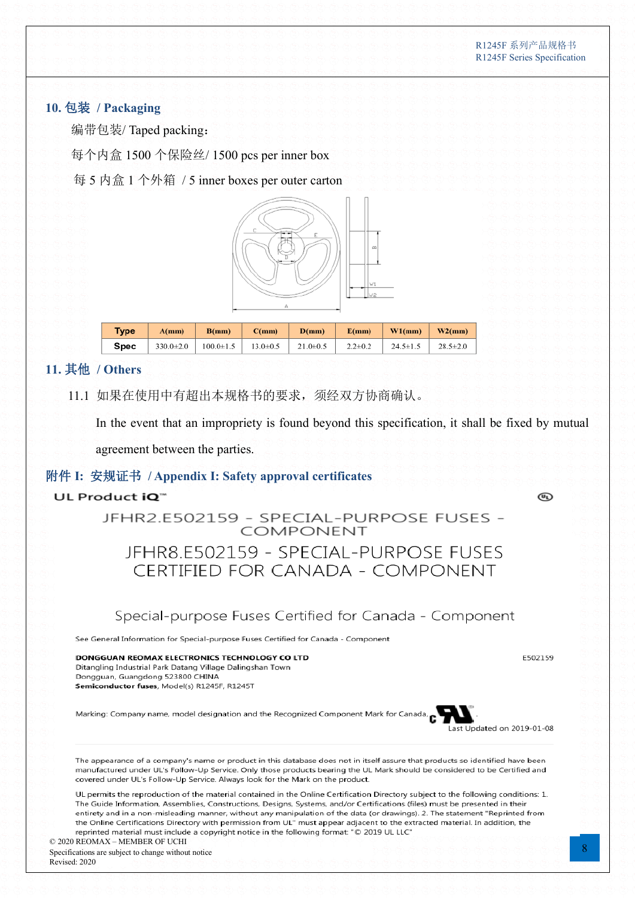## 10. 包装 / Packaging

编带包装/ Taped packing：

每个内盒 1500 个保险丝/ 1500 pcs per inner box

每 5 内盒 1 个外箱 / 5 inner boxes per outer carton

| Type | A(mm) | B(mm) | C(mm) | D(mm) | E(mm) | W1(mm) | W2(mm) |
|---|---|---|---|---|---|---|---|
| Spec | 330.0±2.0 | 100.0±1.5 | 13.0±0.5 | 21.0±0.5 | 2.2±0.2 | 24.5±1.5 | 28.5±2.0 |

## 11. 其他 / Others

11.1 如果在使用中有超出本规格书的要求，须经双方协商确认。

In the event that an impropriety is found beyond this specification, it shall be fixed by mutual agreement between the parties.

## 附件 I: 安规证书 / Appendix I: Safety approval certificates

UL Product iQ™

JFHR2.E502159 - SPECIAL-PURPOSE FUSES - COMPONENT

JFHR8.E502159 - SPECIAL-PURPOSE FUSES CERTIFIED FOR CANADA - COMPONENT

Special-purpose Fuses Certified for Canada - Component

See General Information for Special-purpose Fuses Certified for Canada - Component

**DONGGUAN REOMAX ELECTRONICS TECHNOLOGY CO LTD** E502159
Ditangling Industrial Park Datang Village Dalingshan Town
Dongguan, Guangdong 523800 CHINA
**Semiconductor fuses**, Model(s) R1245F, R1245T

Marking: Company name, model designation and the Recognized Component Mark for Canada.

Last Updated on 2019-01-08

The appearance of a company's name or product in this database does not in itself assure that products so identified have been manufactured under UL's Follow-Up Service. Only those products bearing the UL Mark should be considered to be Certified and covered under UL's Follow-Up Service. Always look for the Mark on the product.

UL permits the reproduction of the material contained in the Online Certification Directory subject to the following conditions: 1. The Guide Information, Assemblies, Constructions, Designs, Systems, and/or Certifications (files) must be presented in their entirety and in a non-misleading manner, without any manipulation of the data (or drawings). 2. The statement "Reprinted from the Online Certifications Directory with permission from UL" must appear adjacent to the extracted material. In addition, the reprinted material must include a copyright notice in the following format: "© 2019 UL LLC"